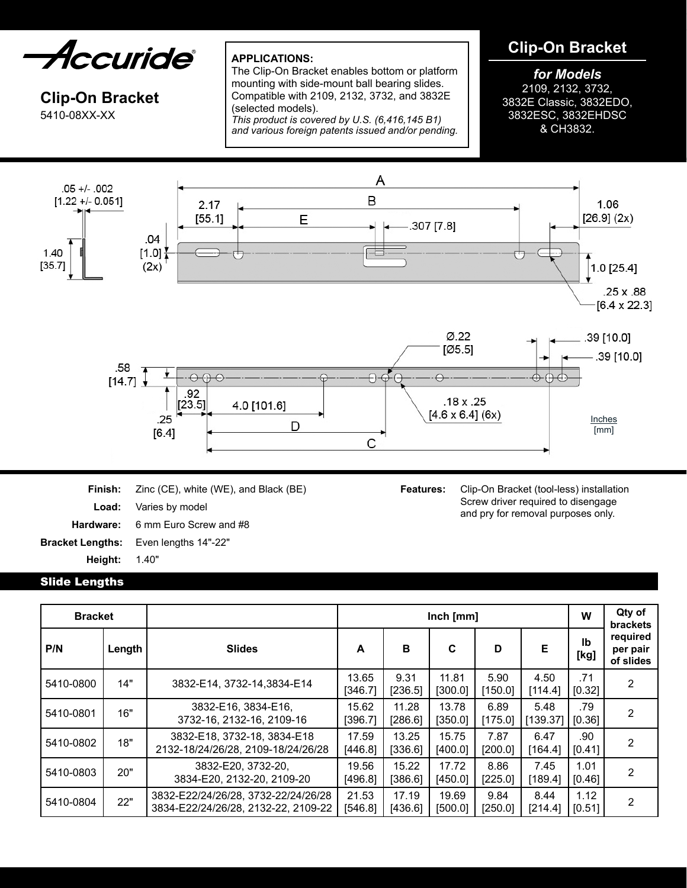# Accuride

## Clip-On Bracket

5410-08XX-XX

**APPLICATIONS:**
The Clip-On Bracket enables bottom or platform mounting with side-mount ball bearing slides. Compatible with 2109, 2132, 3732, and 3832E (selected models).
*This product is covered by U.S. (6,416,145 B1) and various foreign patents issued and/or pending.*

## Clip-On Bracket

***for Models***
2109, 2132, 3732, 3832E Classic, 3832EDO, 3832ESC, 3832EHDSC & CH3832.

.05 +/- .002 [1.22 +/- 0.051]
1.40 [35.7]
.04 [1.0] (2x)
2.17 [55.1]
A
B
E
.307 [7.8]
1.06 [26.9] (2x)
1.0 [25.4]
.25 x .88 [6.4 x 22.3]
Ø.22 [Ø5.5]
.39 [10.0]
.39 [10.0]
.58 [14.7]
.92 [23.5]
4.0 [101.6]
.25 [6.4]
D
C
.18 x .25 [4.6 x 6.4] (6x)
Inches [mm]

**Finish:** Zinc (CE), white (WE), and Black (BE)
**Load:** Varies by model
**Hardware:** 6 mm Euro Screw and #8
**Bracket Lengths:** Even lengths 14"-22"
**Height:** 1.40"

**Features:** Clip-On Bracket (tool-less) installation Screw driver required to disengage and pry for removal purposes only.

## Slide Lengths

| Bracket | | | Inch [mm] | | | | | W | Qty of brackets required per pair of slides |
|---|---|---|---|---|---|---|---|---|---|
| P/N | Length | Slides | A | B | C | D | E | lb [kg] | |
| 5410-0800 | 14" | 3832-E14, 3732-14,3834-E14 | 13.65 [346.7] | 9.31 [236.5] | 11.81 [300.0] | 5.90 [150.0] | 4.50 [114.4] | .71 [0.32] | 2 |
| 5410-0801 | 16" | 3832-E16, 3834-E16, 3732-16, 2132-16, 2109-16 | 15.62 [396.7] | 11.28 [286.6] | 13.78 [350.0] | 6.89 [175.0] | 5.48 [139.37] | .79 [0.36] | 2 |
| 5410-0802 | 18" | 3832-E18, 3732-18, 3834-E18 2132-18/24/26/28, 2109-18/24/26/28 | 17.59 [446.8] | 13.25 [336.6] | 15.75 [400.0] | 7.87 [200.0] | 6.47 [164.4] | .90 [0.41] | 2 |
| 5410-0803 | 20" | 3832-E20, 3732-20, 3834-E20, 2132-20, 2109-20 | 19.56 [496.8] | 15.22 [386.6] | 17.72 [450.0] | 8.86 [225.0] | 7.45 [189.4] | 1.01 [0.46] | 2 |
| 5410-0804 | 22" | 3832-E22/24/26/28, 3732-22/24/26/28 3834-E22/24/26/28, 2132-22, 2109-22 | 21.53 [546.8] | 17.19 [436.6] | 19.69 [500.0] | 9.84 [250.0] | 8.44 [214.4] | 1.12 [0.51] | 2 |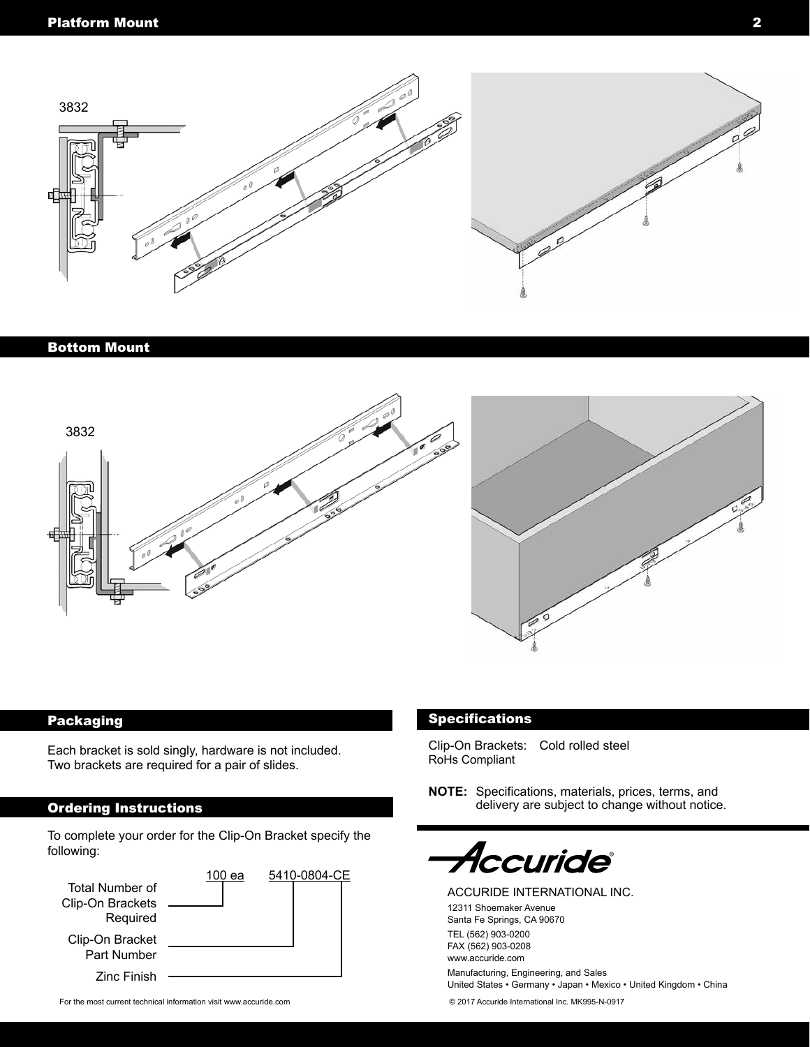## Platform Mount

3832

## Bottom Mount

3832

## Packaging

Each bracket is sold singly, hardware is not included.
Two brackets are required for a pair of slides.

## Ordering Instructions

To complete your order for the Clip-On Bracket specify the following:

100 ea 5410-0804-CE

Total Number of Clip-On Brackets Required

Clip-On Bracket Part Number

Zinc Finish

## Specifications

Clip-On Brackets: Cold rolled steel
RoHs Compliant

**NOTE:** Specifications, materials, prices, terms, and delivery are subject to change without notice.

Accuride

ACCURIDE INTERNATIONAL INC.

12311 Shoemaker Avenue
Santa Fe Springs, CA 90670

TEL (562) 903-0200
FAX (562) 903-0208
www.accuride.com

Manufacturing, Engineering, and Sales
United States • Germany • Japan • Mexico • United Kingdom • China

For the most current technical information visit www.accuride.com

© 2017 Accuride International Inc. MK995-N-0917